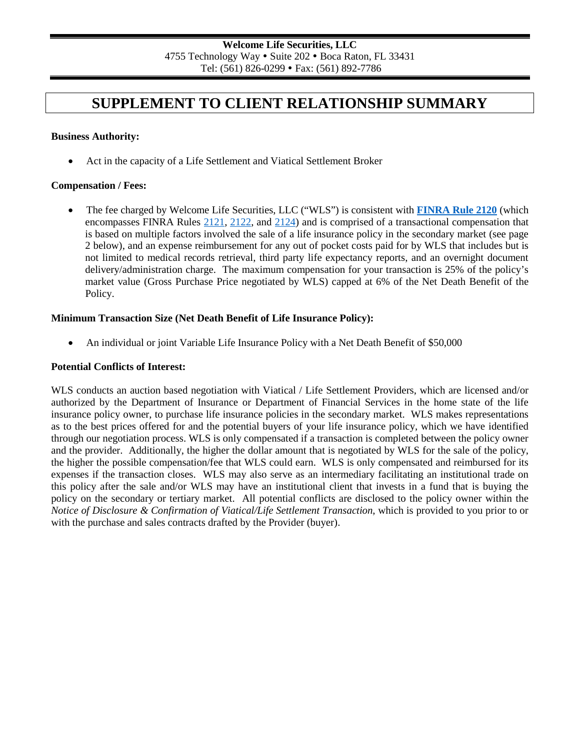**Welcome Life Securities, LLC**
4755 Technology Way • Suite 202 • Boca Raton, FL 33431
Tel: (561) 826-0299 • Fax: (561) 892-7786

# SUPPLEMENT TO CLIENT RELATIONSHIP SUMMARY

**Business Authority:**

- Act in the capacity of a Life Settlement and Viatical Settlement Broker

**Compensation / Fees:**

- The fee charged by Welcome Life Securities, LLC ("WLS") is consistent with **FINRA Rule 2120** (which encompasses FINRA Rules 2121, 2122, and 2124) and is comprised of a transactional compensation that is based on multiple factors involved the sale of a life insurance policy in the secondary market (see page 2 below), and an expense reimbursement for any out of pocket costs paid for by WLS that includes but is not limited to medical records retrieval, third party life expectancy reports, and an overnight document delivery/administration charge. The maximum compensation for your transaction is 25% of the policy's market value (Gross Purchase Price negotiated by WLS) capped at 6% of the Net Death Benefit of the Policy.

**Minimum Transaction Size (Net Death Benefit of Life Insurance Policy):**

- An individual or joint Variable Life Insurance Policy with a Net Death Benefit of $50,000

**Potential Conflicts of Interest:**

WLS conducts an auction based negotiation with Viatical / Life Settlement Providers, which are licensed and/or authorized by the Department of Insurance or Department of Financial Services in the home state of the life insurance policy owner, to purchase life insurance policies in the secondary market. WLS makes representations as to the best prices offered for and the potential buyers of your life insurance policy, which we have identified through our negotiation process. WLS is only compensated if a transaction is completed between the policy owner and the provider. Additionally, the higher the dollar amount that is negotiated by WLS for the sale of the policy, the higher the possible compensation/fee that WLS could earn. WLS is only compensated and reimbursed for its expenses if the transaction closes. WLS may also serve as an intermediary facilitating an institutional trade on this policy after the sale and/or WLS may have an institutional client that invests in a fund that is buying the policy on the secondary or tertiary market. All potential conflicts are disclosed to the policy owner within the *Notice of Disclosure & Confirmation of Viatical/Life Settlement Transaction*, which is provided to you prior to or with the purchase and sales contracts drafted by the Provider (buyer).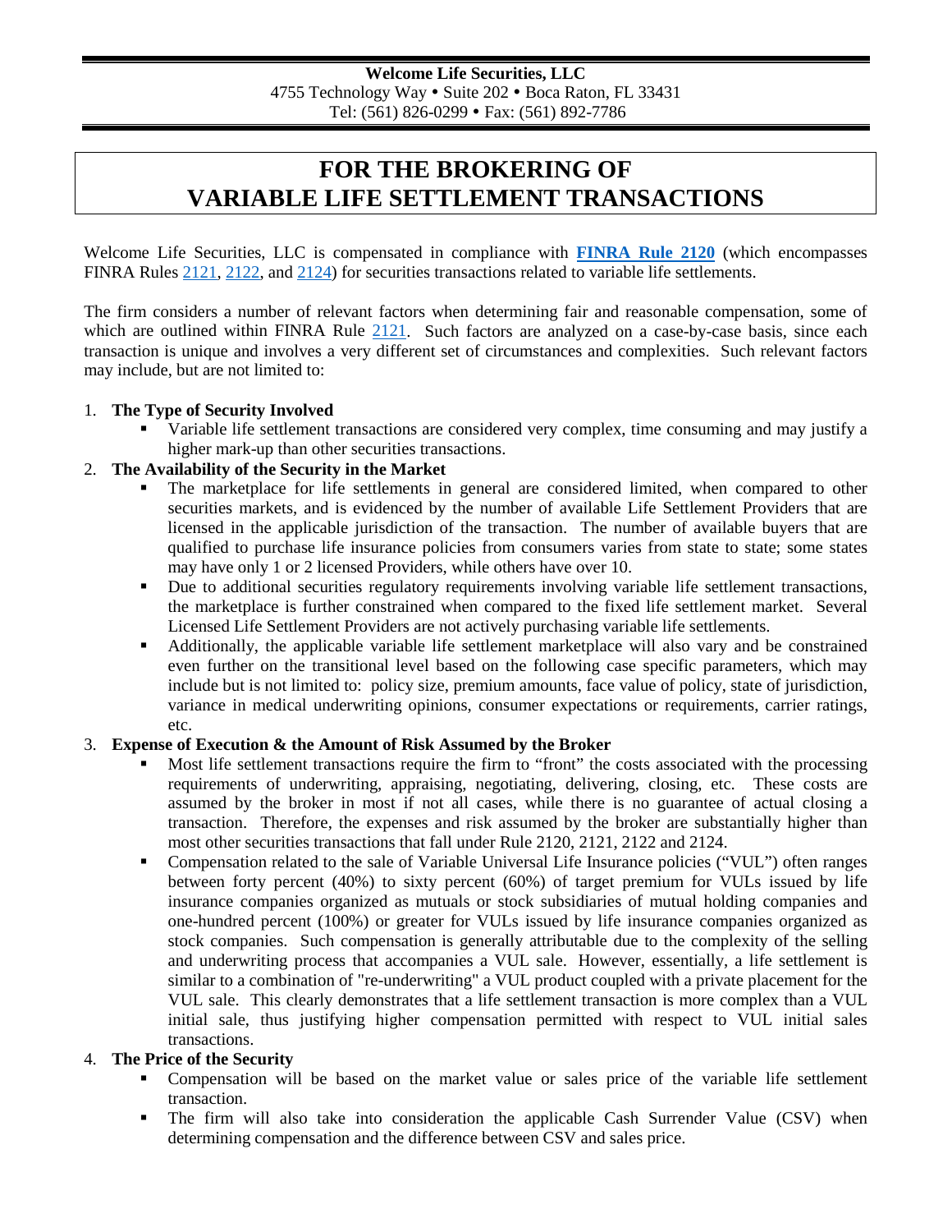**Welcome Life Securities, LLC**
4755 Technology Way • Suite 202 • Boca Raton, FL 33431
Tel: (561) 826-0299 • Fax: (561) 892-7786

# FOR THE BROKERING OF VARIABLE LIFE SETTLEMENT TRANSACTIONS

Welcome Life Securities, LLC is compensated in compliance with **FINRA Rule 2120** (which encompasses FINRA Rules 2121, 2122, and 2124) for securities transactions related to variable life settlements.

The firm considers a number of relevant factors when determining fair and reasonable compensation, some of which are outlined within FINRA Rule 2121. Such factors are analyzed on a case-by-case basis, since each transaction is unique and involves a very different set of circumstances and complexities. Such relevant factors may include, but are not limited to:

1. **The Type of Security Involved**
   - Variable life settlement transactions are considered very complex, time consuming and may justify a higher mark-up than other securities transactions.
2. **The Availability of the Security in the Market**
   - The marketplace for life settlements in general are considered limited, when compared to other securities markets, and is evidenced by the number of available Life Settlement Providers that are licensed in the applicable jurisdiction of the transaction. The number of available buyers that are qualified to purchase life insurance policies from consumers varies from state to state; some states may have only 1 or 2 licensed Providers, while others have over 10.
   - Due to additional securities regulatory requirements involving variable life settlement transactions, the marketplace is further constrained when compared to the fixed life settlement market. Several Licensed Life Settlement Providers are not actively purchasing variable life settlements.
   - Additionally, the applicable variable life settlement marketplace will also vary and be constrained even further on the transitional level based on the following case specific parameters, which may include but is not limited to: policy size, premium amounts, face value of policy, state of jurisdiction, variance in medical underwriting opinions, consumer expectations or requirements, carrier ratings, etc.
3. **Expense of Execution & the Amount of Risk Assumed by the Broker**
   - Most life settlement transactions require the firm to "front" the costs associated with the processing requirements of underwriting, appraising, negotiating, delivering, closing, etc. These costs are assumed by the broker in most if not all cases, while there is no guarantee of actual closing a transaction. Therefore, the expenses and risk assumed by the broker are substantially higher than most other securities transactions that fall under Rule 2120, 2121, 2122 and 2124.
   - Compensation related to the sale of Variable Universal Life Insurance policies ("VUL") often ranges between forty percent (40%) to sixty percent (60%) of target premium for VULs issued by life insurance companies organized as mutuals or stock subsidiaries of mutual holding companies and one-hundred percent (100%) or greater for VULs issued by life insurance companies organized as stock companies. Such compensation is generally attributable due to the complexity of the selling and underwriting process that accompanies a VUL sale. However, essentially, a life settlement is similar to a combination of "re-underwriting" a VUL product coupled with a private placement for the VUL sale. This clearly demonstrates that a life settlement transaction is more complex than a VUL initial sale, thus justifying higher compensation permitted with respect to VUL initial sales transactions.
4. **The Price of the Security**
   - Compensation will be based on the market value or sales price of the variable life settlement transaction.
   - The firm will also take into consideration the applicable Cash Surrender Value (CSV) when determining compensation and the difference between CSV and sales price.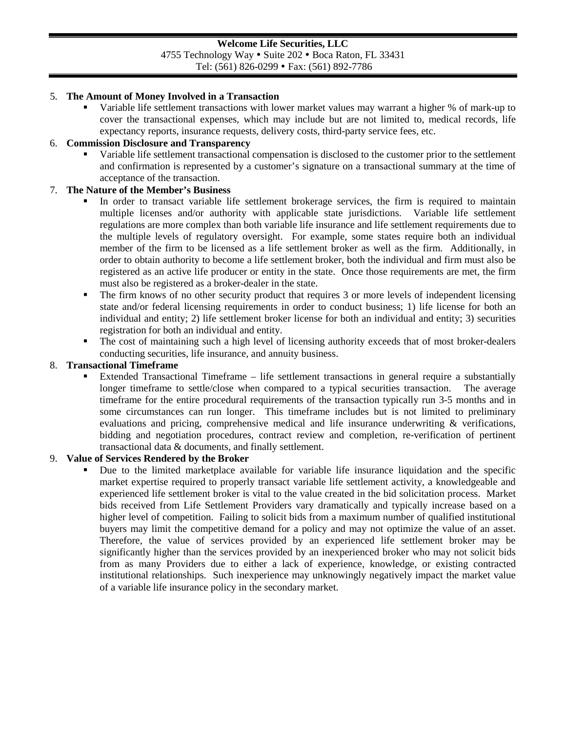5. **The Amount of Money Involved in a Transaction**
   - Variable life settlement transactions with lower market values may warrant a higher % of mark-up to cover the transactional expenses, which may include but are not limited to, medical records, life expectancy reports, insurance requests, delivery costs, third-party service fees, etc.
6. **Commission Disclosure and Transparency**
   - Variable life settlement transactional compensation is disclosed to the customer prior to the settlement and confirmation is represented by a customer's signature on a transactional summary at the time of acceptance of the transaction.
7. **The Nature of the Member's Business**
   - In order to transact variable life settlement brokerage services, the firm is required to maintain multiple licenses and/or authority with applicable state jurisdictions. Variable life settlement regulations are more complex than both variable life insurance and life settlement requirements due to the multiple levels of regulatory oversight. For example, some states require both an individual member of the firm to be licensed as a life settlement broker as well as the firm. Additionally, in order to obtain authority to become a life settlement broker, both the individual and firm must also be registered as an active life producer or entity in the state. Once those requirements are met, the firm must also be registered as a broker-dealer in the state.
   - The firm knows of no other security product that requires 3 or more levels of independent licensing state and/or federal licensing requirements in order to conduct business; 1) life license for both an individual and entity; 2) life settlement broker license for both an individual and entity; 3) securities registration for both an individual and entity.
   - The cost of maintaining such a high level of licensing authority exceeds that of most broker-dealers conducting securities, life insurance, and annuity business.
8. **Transactional Timeframe**
   - Extended Transactional Timeframe – life settlement transactions in general require a substantially longer timeframe to settle/close when compared to a typical securities transaction. The average timeframe for the entire procedural requirements of the transaction typically run 3-5 months and in some circumstances can run longer. This timeframe includes but is not limited to preliminary evaluations and pricing, comprehensive medical and life insurance underwriting & verifications, bidding and negotiation procedures, contract review and completion, re-verification of pertinent transactional data & documents, and finally settlement.
9. **Value of Services Rendered by the Broker**
   - Due to the limited marketplace available for variable life insurance liquidation and the specific market expertise required to properly transact variable life settlement activity, a knowledgeable and experienced life settlement broker is vital to the value created in the bid solicitation process. Market bids received from Life Settlement Providers vary dramatically and typically increase based on a higher level of competition. Failing to solicit bids from a maximum number of qualified institutional buyers may limit the competitive demand for a policy and may not optimize the value of an asset. Therefore, the value of services provided by an experienced life settlement broker may be significantly higher than the services provided by an inexperienced broker who may not solicit bids from as many Providers due to either a lack of experience, knowledge, or existing contracted institutional relationships. Such inexperience may unknowingly negatively impact the market value of a variable life insurance policy in the secondary market.